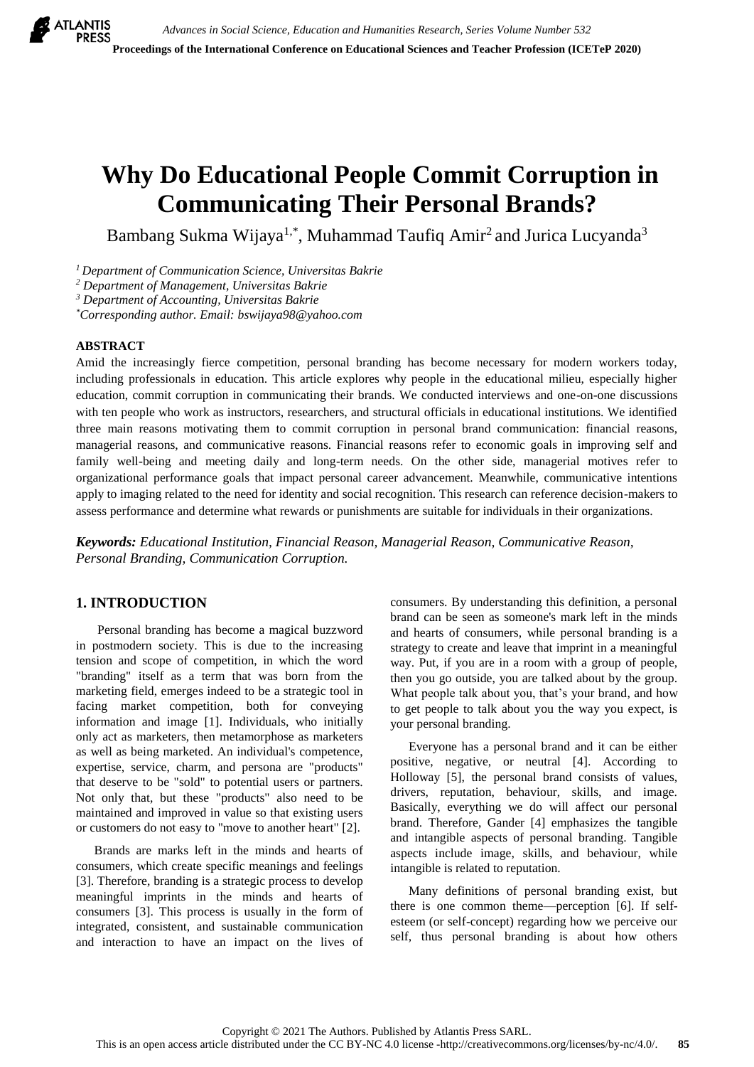# Why Do Educational People Commit Corruption in Communicating Their Personal Brands?

Bambang Sukma Wijaya[1,*], Muhammad Taufiq Amir[2] and Jurica Lucyanda[3]

*[1] Department of Communication Science, Universitas Bakrie*
*[2] Department of Management, Universitas Bakrie*
*[3] Department of Accounting, Universitas Bakrie*
*[*]Corresponding author. Email: bswijaya98@yahoo.com*

## ABSTRACT

Amid the increasingly fierce competition, personal branding has become necessary for modern workers today, including professionals in education. This article explores why people in the educational milieu, especially higher education, commit corruption in communicating their brands. We conducted interviews and one-on-one discussions with ten people who work as instructors, researchers, and structural officials in educational institutions. We identified three main reasons motivating them to commit corruption in personal brand communication: financial reasons, managerial reasons, and communicative reasons. Financial reasons refer to economic goals in improving self and family well-being and meeting daily and long-term needs. On the other side, managerial motives refer to organizational performance goals that impact personal career advancement. Meanwhile, communicative intentions apply to imaging related to the need for identity and social recognition. This research can reference decision-makers to assess performance and determine what rewards or punishments are suitable for individuals in their organizations.

***Keywords:*** *Educational Institution, Financial Reason, Managerial Reason, Communicative Reason, Personal Branding, Communication Corruption.*

## 1. INTRODUCTION

Personal branding has become a magical buzzword in postmodern society. This is due to the increasing tension and scope of competition, in which the word "branding" itself as a term that was born from the marketing field, emerges indeed to be a strategic tool in facing market competition, both for conveying information and image [1]. Individuals, who initially only act as marketers, then metamorphose as marketers as well as being marketed. An individual's competence, expertise, service, charm, and persona are "products" that deserve to be "sold" to potential users or partners. Not only that, but these "products" also need to be maintained and improved in value so that existing users or customers do not easy to "move to another heart" [2].

Brands are marks left in the minds and hearts of consumers, which create specific meanings and feelings [3]. Therefore, branding is a strategic process to develop meaningful imprints in the minds and hearts of consumers [3]. This process is usually in the form of integrated, consistent, and sustainable communication and interaction to have an impact on the lives of consumers. By understanding this definition, a personal brand can be seen as someone's mark left in the minds and hearts of consumers, while personal branding is a strategy to create and leave that imprint in a meaningful way. Put, if you are in a room with a group of people, then you go outside, you are talked about by the group. What people talk about you, that's your brand, and how to get people to talk about you the way you expect, is your personal branding.

Everyone has a personal brand and it can be either positive, negative, or neutral [4]. According to Holloway [5], the personal brand consists of values, drivers, reputation, behaviour, skills, and image. Basically, everything we do will affect our personal brand. Therefore, Gander [4] emphasizes the tangible and intangible aspects of personal branding. Tangible aspects include image, skills, and behaviour, while intangible is related to reputation.

Many definitions of personal branding exist, but there is one common theme—perception [6]. If self-esteem (or self-concept) regarding how we perceive our self, thus personal branding is about how others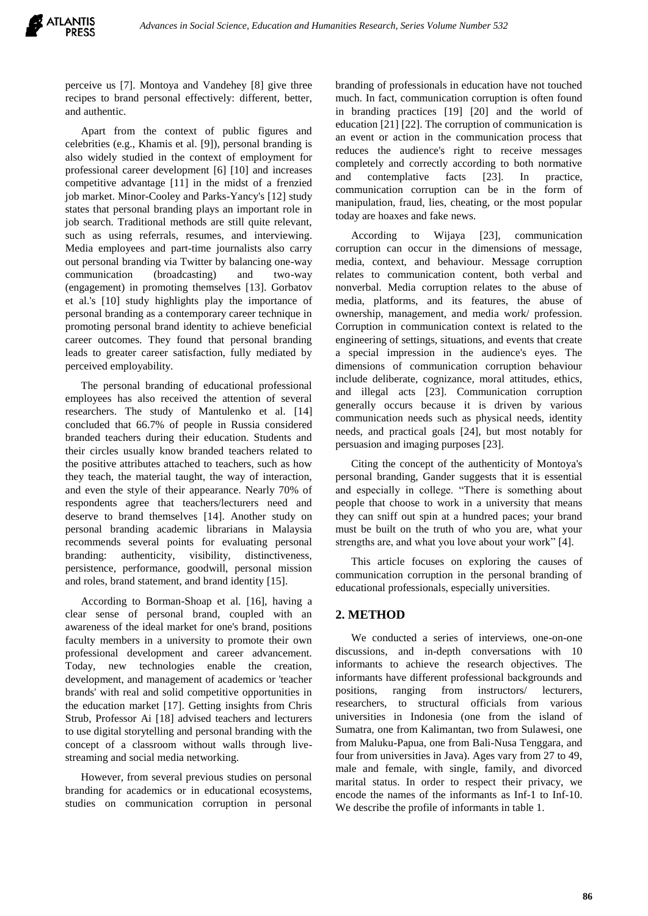perceive us [7]. Montoya and Vandehey [8] give three recipes to brand personal effectively: different, better, and authentic.

Apart from the context of public figures and celebrities (e.g., Khamis et al. [9]), personal branding is also widely studied in the context of employment for professional career development [6] [10] and increases competitive advantage [11] in the midst of a frenzied job market. Minor-Cooley and Parks-Yancy's [12] study states that personal branding plays an important role in job search. Traditional methods are still quite relevant, such as using referrals, resumes, and interviewing. Media employees and part-time journalists also carry out personal branding via Twitter by balancing one-way communication (broadcasting) and two-way (engagement) in promoting themselves [13]. Gorbatov et al.'s [10] study highlights play the importance of personal branding as a contemporary career technique in promoting personal brand identity to achieve beneficial career outcomes. They found that personal branding leads to greater career satisfaction, fully mediated by perceived employability.

The personal branding of educational professional employees has also received the attention of several researchers. The study of Mantulenko et al. [14] concluded that 66.7% of people in Russia considered branded teachers during their education. Students and their circles usually know branded teachers related to the positive attributes attached to teachers, such as how they teach, the material taught, the way of interaction, and even the style of their appearance. Nearly 70% of respondents agree that teachers/lecturers need and deserve to brand themselves [14]. Another study on personal branding academic librarians in Malaysia recommends several points for evaluating personal branding: authenticity, visibility, distinctiveness, persistence, performance, goodwill, personal mission and roles, brand statement, and brand identity [15].

According to Borman-Shoap et al. [16], having a clear sense of personal brand, coupled with an awareness of the ideal market for one's brand, positions faculty members in a university to promote their own professional development and career advancement. Today, new technologies enable the creation, development, and management of academics or 'teacher brands' with real and solid competitive opportunities in the education market [17]. Getting insights from Chris Strub, Professor Ai [18] advised teachers and lecturers to use digital storytelling and personal branding with the concept of a classroom without walls through live-streaming and social media networking.

However, from several previous studies on personal branding for academics or in educational ecosystems, studies on communication corruption in personal branding of professionals in education have not touched much. In fact, communication corruption is often found in branding practices [19] [20] and the world of education [21] [22]. The corruption of communication is an event or action in the communication process that reduces the audience's right to receive messages completely and correctly according to both normative and contemplative facts [23]. In practice, communication corruption can be in the form of manipulation, fraud, lies, cheating, or the most popular today are hoaxes and fake news.

According to Wijaya [23], communication corruption can occur in the dimensions of message, media, context, and behaviour. Message corruption relates to communication content, both verbal and nonverbal. Media corruption relates to the abuse of media, platforms, and its features, the abuse of ownership, management, and media work/ profession. Corruption in communication context is related to the engineering of settings, situations, and events that create a special impression in the audience's eyes. The dimensions of communication corruption behaviour include deliberate, cognizance, moral attitudes, ethics, and illegal acts [23]. Communication corruption generally occurs because it is driven by various communication needs such as physical needs, identity needs, and practical goals [24], but most notably for persuasion and imaging purposes [23].

Citing the concept of the authenticity of Montoya's personal branding, Gander suggests that it is essential and especially in college. "There is something about people that choose to work in a university that means they can sniff out spin at a hundred paces; your brand must be built on the truth of who you are, what your strengths are, and what you love about your work" [4].

This article focuses on exploring the causes of communication corruption in the personal branding of educational professionals, especially universities.

## 2. METHOD

We conducted a series of interviews, one-on-one discussions, and in-depth conversations with 10 informants to achieve the research objectives. The informants have different professional backgrounds and positions, ranging from instructors/ lecturers, researchers, to structural officials from various universities in Indonesia (one from the island of Sumatra, one from Kalimantan, two from Sulawesi, one from Maluku-Papua, one from Bali-Nusa Tenggara, and four from universities in Java). Ages vary from 27 to 49, male and female, with single, family, and divorced marital status. In order to respect their privacy, we encode the names of the informants as Inf-1 to Inf-10. We describe the profile of informants in table 1.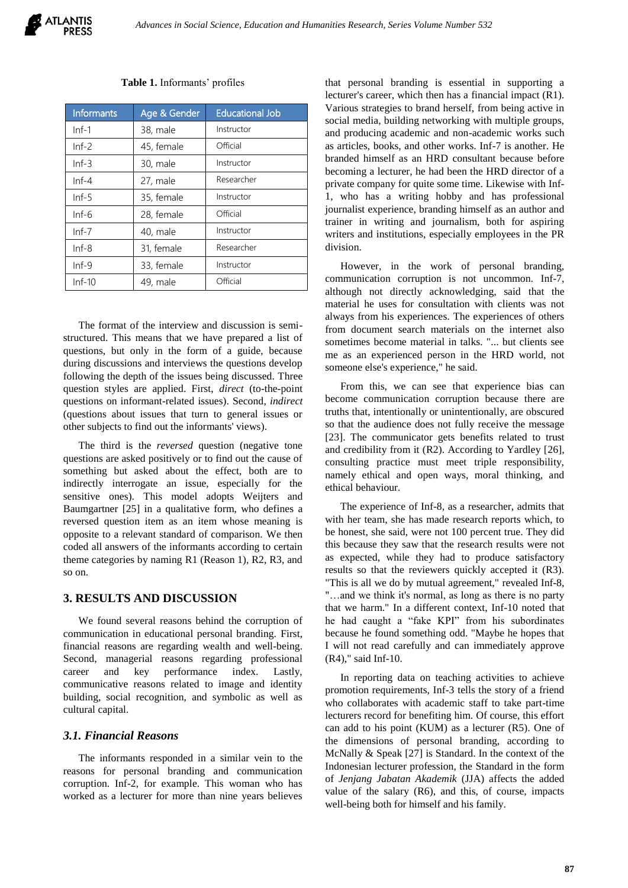**Table 1.** Informants' profiles

| Informants | Age & Gender | Educational Job |
|---|---|---|
| Inf-1 | 38, male | Instructor |
| Inf-2 | 45, female | Official |
| Inf-3 | 30, male | Instructor |
| Inf-4 | 27, male | Researcher |
| Inf-5 | 35, female | Instructor |
| Inf-6 | 28, female | Official |
| Inf-7 | 40, male | Instructor |
| Inf-8 | 31, female | Researcher |
| Inf-9 | 33, female | Instructor |
| Inf-10 | 49, male | Official |

The format of the interview and discussion is semi-structured. This means that we have prepared a list of questions, but only in the form of a guide, because during discussions and interviews the questions develop following the depth of the issues being discussed. Three question styles are applied. First, *direct* (to-the-point questions on informant-related issues). Second, *indirect* (questions about issues that turn to general issues or other subjects to find out the informants' views).

The third is the *reversed* question (negative tone questions are asked positively or to find out the cause of something but asked about the effect, both are to indirectly interrogate an issue, especially for the sensitive ones). This model adopts Weijters and Baumgartner [25] in a qualitative form, who defines a reversed question item as an item whose meaning is opposite to a relevant standard of comparison. We then coded all answers of the informants according to certain theme categories by naming R1 (Reason 1), R2, R3, and so on.

## 3. RESULTS AND DISCUSSION

We found several reasons behind the corruption of communication in educational personal branding. First, financial reasons are regarding wealth and well-being. Second, managerial reasons regarding professional career and key performance index. Lastly, communicative reasons related to image and identity building, social recognition, and symbolic as well as cultural capital.

### *3.1. Financial Reasons*

The informants responded in a similar vein to the reasons for personal branding and communication corruption. Inf-2, for example. This woman who has worked as a lecturer for more than nine years believes that personal branding is essential in supporting a lecturer's career, which then has a financial impact (R1). Various strategies to brand herself, from being active in social media, building networking with multiple groups, and producing academic and non-academic works such as articles, books, and other works. Inf-7 is another. He branded himself as an HRD consultant because before becoming a lecturer, he had been the HRD director of a private company for quite some time. Likewise with Inf-1, who has a writing hobby and has professional journalist experience, branding himself as an author and trainer in writing and journalism, both for aspiring writers and institutions, especially employees in the PR division.

However, in the work of personal branding, communication corruption is not uncommon. Inf-7, although not directly acknowledging, said that the material he uses for consultation with clients was not always from his experiences. The experiences of others from document search materials on the internet also sometimes become material in talks. "... but clients see me as an experienced person in the HRD world, not someone else's experience," he said.

From this, we can see that experience bias can become communication corruption because there are truths that, intentionally or unintentionally, are obscured so that the audience does not fully receive the message [23]. The communicator gets benefits related to trust and credibility from it (R2). According to Yardley [26], consulting practice must meet triple responsibility, namely ethical and open ways, moral thinking, and ethical behaviour.

The experience of Inf-8, as a researcher, admits that with her team, she has made research reports which, to be honest, she said, were not 100 percent true. They did this because they saw that the research results were not as expected, while they had to produce satisfactory results so that the reviewers quickly accepted it (R3). "This is all we do by mutual agreement," revealed Inf-8, "…and we think it's normal, as long as there is no party that we harm." In a different context, Inf-10 noted that he had caught a "fake KPI" from his subordinates because he found something odd. "Maybe he hopes that I will not read carefully and can immediately approve (R4)," said Inf-10.

In reporting data on teaching activities to achieve promotion requirements, Inf-3 tells the story of a friend who collaborates with academic staff to take part-time lecturers record for benefiting him. Of course, this effort can add to his point (KUM) as a lecturer (R5). One of the dimensions of personal branding, according to McNally & Speak [27] is Standard. In the context of the Indonesian lecturer profession, the Standard in the form of *Jenjang Jabatan Akademik* (JJA) affects the added value of the salary (R6), and this, of course, impacts well-being both for himself and his family.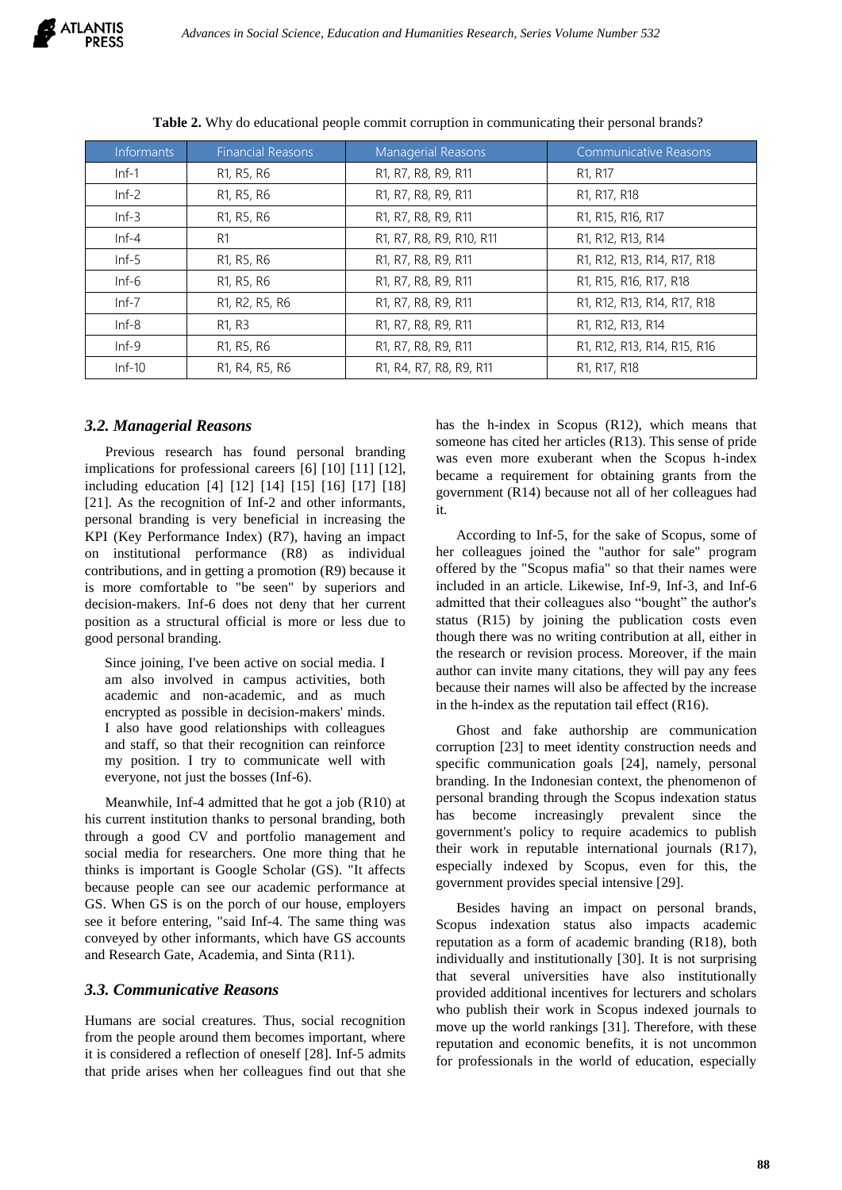**Table 2.** Why do educational people commit corruption in communicating their personal brands?

| Informants | Financial Reasons | Managerial Reasons | Communicative Reasons |
|---|---|---|---|
| Inf-1 | R1, R5, R6 | R1, R7, R8, R9, R11 | R1, R17 |
| Inf-2 | R1, R5, R6 | R1, R7, R8, R9, R11 | R1, R17, R18 |
| Inf-3 | R1, R5, R6 | R1, R7, R8, R9, R11 | R1, R15, R16, R17 |
| Inf-4 | R1 | R1, R7, R8, R9, R10, R11 | R1, R12, R13, R14 |
| Inf-5 | R1, R5, R6 | R1, R7, R8, R9, R11 | R1, R12, R13, R14, R17, R18 |
| Inf-6 | R1, R5, R6 | R1, R7, R8, R9, R11 | R1, R15, R16, R17, R18 |
| Inf-7 | R1, R2, R5, R6 | R1, R7, R8, R9, R11 | R1, R12, R13, R14, R17, R18 |
| Inf-8 | R1, R3 | R1, R7, R8, R9, R11 | R1, R12, R13, R14 |
| Inf-9 | R1, R5, R6 | R1, R7, R8, R9, R11 | R1, R12, R13, R14, R15, R16 |
| Inf-10 | R1, R4, R5, R6 | R1, R4, R7, R8, R9, R11 | R1, R17, R18 |

### *3.2. Managerial Reasons*

Previous research has found personal branding implications for professional careers [6] [10] [11] [12], including education [4] [12] [14] [15] [16] [17] [18] [21]. As the recognition of Inf-2 and other informants, personal branding is very beneficial in increasing the KPI (Key Performance Index) (R7), having an impact on institutional performance (R8) as individual contributions, and in getting a promotion (R9) because it is more comfortable to "be seen" by superiors and decision-makers. Inf-6 does not deny that her current position as a structural official is more or less due to good personal branding.

> Since joining, I've been active on social media. I am also involved in campus activities, both academic and non-academic, and as much encrypted as possible in decision-makers' minds. I also have good relationships with colleagues and staff, so that their recognition can reinforce my position. I try to communicate well with everyone, not just the bosses (Inf-6).

Meanwhile, Inf-4 admitted that he got a job (R10) at his current institution thanks to personal branding, both through a good CV and portfolio management and social media for researchers. One more thing that he thinks is important is Google Scholar (GS). "It affects because people can see our academic performance at GS. When GS is on the porch of our house, employers see it before entering, "said Inf-4. The same thing was conveyed by other informants, which have GS accounts and Research Gate, Academia, and Sinta (R11).

### *3.3. Communicative Reasons*

Humans are social creatures. Thus, social recognition from the people around them becomes important, where it is considered a reflection of oneself [28]. Inf-5 admits that pride arises when her colleagues find out that she has the h-index in Scopus (R12), which means that someone has cited her articles (R13). This sense of pride was even more exuberant when the Scopus h-index became a requirement for obtaining grants from the government (R14) because not all of her colleagues had it.

According to Inf-5, for the sake of Scopus, some of her colleagues joined the "author for sale" program offered by the "Scopus mafia" so that their names were included in an article. Likewise, Inf-9, Inf-3, and Inf-6 admitted that their colleagues also "bought" the author's status (R15) by joining the publication costs even though there was no writing contribution at all, either in the research or revision process. Moreover, if the main author can invite many citations, they will pay any fees because their names will also be affected by the increase in the h-index as the reputation tail effect (R16).

Ghost and fake authorship are communication corruption [23] to meet identity construction needs and specific communication goals [24], namely, personal branding. In the Indonesian context, the phenomenon of personal branding through the Scopus indexation status has become increasingly prevalent since the government's policy to require academics to publish their work in reputable international journals (R17), especially indexed by Scopus, even for this, the government provides special intensive [29].

Besides having an impact on personal brands, Scopus indexation status also impacts academic reputation as a form of academic branding (R18), both individually and institutionally [30]. It is not surprising that several universities have also institutionally provided additional incentives for lecturers and scholars who publish their work in Scopus indexed journals to move up the world rankings [31]. Therefore, with these reputation and economic benefits, it is not uncommon for professionals in the world of education, especially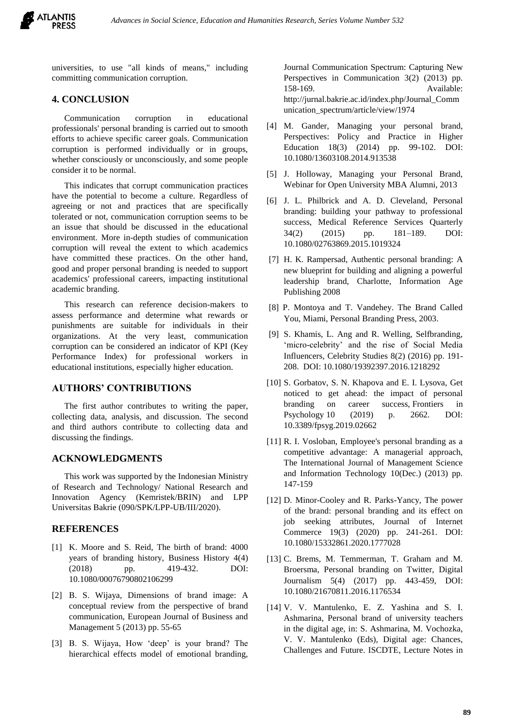universities, to use "all kinds of means," including committing communication corruption.

## 4. CONCLUSION

Communication corruption in educational professionals' personal branding is carried out to smooth efforts to achieve specific career goals. Communication corruption is performed individually or in groups, whether consciously or unconsciously, and some people consider it to be normal.

This indicates that corrupt communication practices have the potential to become a culture. Regardless of agreeing or not and practices that are specifically tolerated or not, communication corruption seems to be an issue that should be discussed in the educational environment. More in-depth studies of communication corruption will reveal the extent to which academics have committed these practices. On the other hand, good and proper personal branding is needed to support academics' professional careers, impacting institutional academic branding.

This research can reference decision-makers to assess performance and determine what rewards or punishments are suitable for individuals in their organizations. At the very least, communication corruption can be considered an indicator of KPI (Key Performance Index) for professional workers in educational institutions, especially higher education.

## AUTHORS' CONTRIBUTIONS

The first author contributes to writing the paper, collecting data, analysis, and discussion. The second and third authors contribute to collecting data and discussing the findings.

## ACKNOWLEDGMENTS

This work was supported by the Indonesian Ministry of Research and Technology/ National Research and Innovation Agency (Kemristek/BRIN) and LPP Universitas Bakrie (090/SPK/LPP-UB/III/2020).

## REFERENCES

[1] K. Moore and S. Reid, The birth of brand: 4000 years of branding history, Business History 4(4) (2018) pp. 419-432. DOI: 10.1080/00076790802106299

[2] B. S. Wijaya, Dimensions of brand image: A conceptual review from the perspective of brand communication, European Journal of Business and Management 5 (2013) pp. 55-65

[3] B. S. Wijaya, How 'deep' is your brand? The hierarchical effects model of emotional branding, Journal Communication Spectrum: Capturing New Perspectives in Communication 3(2) (2013) pp. 158-169. Available: http://jurnal.bakrie.ac.id/index.php/Journal_Communication_spectrum/article/view/1974

[4] M. Gander, Managing your personal brand, Perspectives: Policy and Practice in Higher Education 18(3) (2014) pp. 99-102. DOI: 10.1080/13603108.2014.913538

[5] J. Holloway, Managing your Personal Brand, Webinar for Open University MBA Alumni, 2013

[6] J. L. Philbrick and A. D. Cleveland, Personal branding: building your pathway to professional success, Medical Reference Services Quarterly 34(2) (2015) pp. 181–189. DOI: 10.1080/02763869.2015.1019324

[7] H. K. Rampersad, Authentic personal branding: A new blueprint for building and aligning a powerful leadership brand, Charlotte, Information Age Publishing 2008

[8] P. Montoya and T. Vandehey. The Brand Called You, Miami, Personal Branding Press, 2003.

[9] S. Khamis, L. Ang and R. Welling, Selfbranding, 'micro-celebrity' and the rise of Social Media Influencers, Celebrity Studies 8(2) (2016) pp. 191-208. DOI: 10.1080/19392397.2016.1218292

[10] S. Gorbatov, S. N. Khapova and E. I. Lysova, Get noticed to get ahead: the impact of personal branding on career success, Frontiers in Psychology 10 (2019) p. 2662. DOI: 10.3389/fpsyg.2019.02662

[11] R. I. Vosloban, Employee's personal branding as a competitive advantage: A managerial approach, The International Journal of Management Science and Information Technology 10(Dec.) (2013) pp. 147-159

[12] D. Minor-Cooley and R. Parks-Yancy, The power of the brand: personal branding and its effect on job seeking attributes, Journal of Internet Commerce 19(3) (2020) pp. 241-261. DOI: 10.1080/15332861.2020.1777028

[13] C. Brems, M. Temmerman, T. Graham and M. Broersma, Personal branding on Twitter, Digital Journalism 5(4) (2017) pp. 443-459, DOI: 10.1080/21670811.2016.1176534

[14] V. V. Mantulenko, E. Z. Yashina and S. I. Ashmarina, Personal brand of university teachers in the digital age, in: S. Ashmarina, M. Vochozka, V. V. Mantulenko (Eds), Digital age: Chances, Challenges and Future. ISCDTE, Lecture Notes in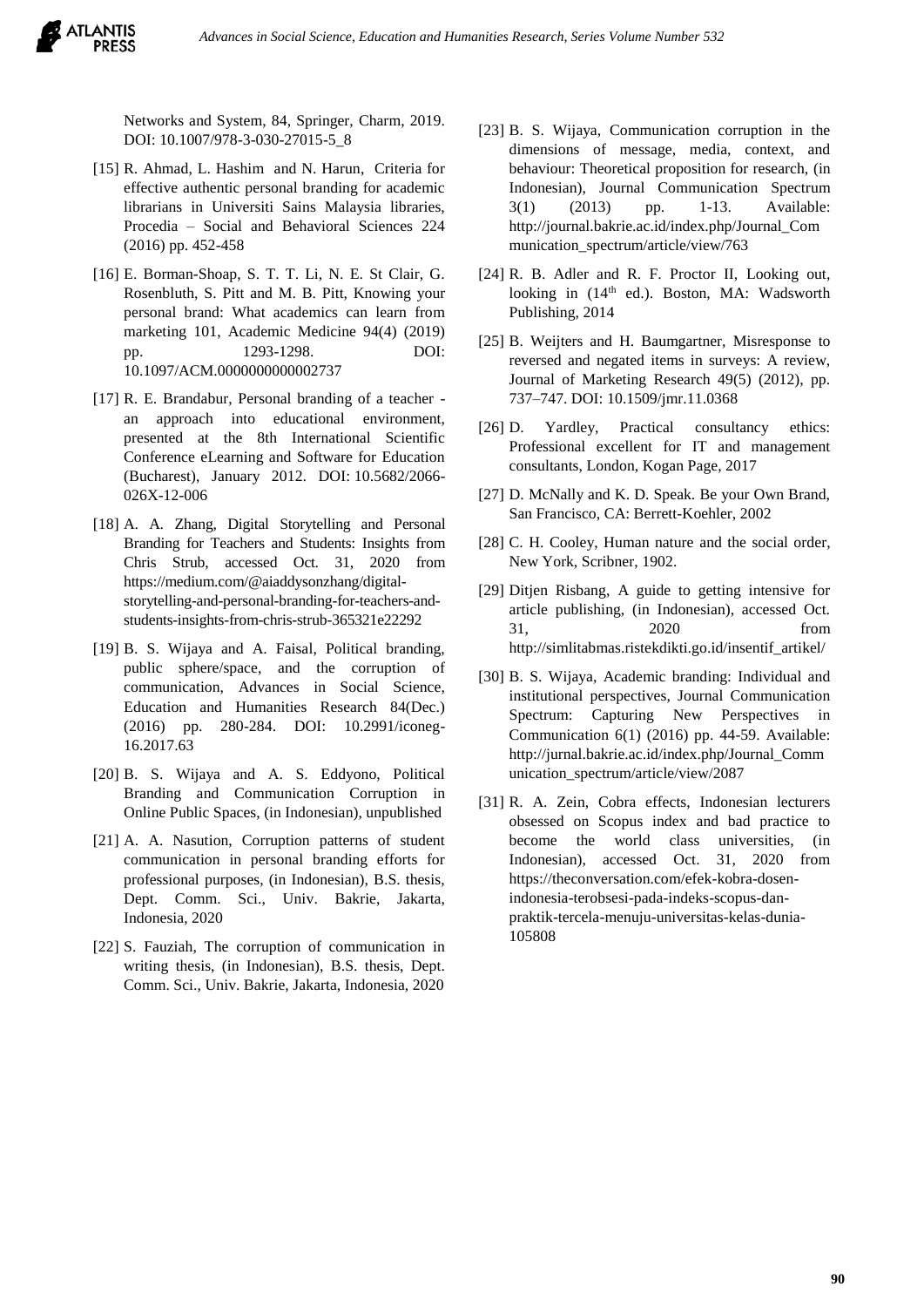Networks and System, 84, Springer, Charm, 2019. DOI: 10.1007/978-3-030-27015-5_8

[15] R. Ahmad, L. Hashim and N. Harun, Criteria for effective authentic personal branding for academic librarians in Universiti Sains Malaysia libraries, Procedia – Social and Behavioral Sciences 224 (2016) pp. 452-458

[16] E. Borman-Shoap, S. T. T. Li, N. E. St Clair, G. Rosenbluth, S. Pitt and M. B. Pitt, Knowing your personal brand: What academics can learn from marketing 101, Academic Medicine 94(4) (2019) pp. 1293-1298. DOI: 10.1097/ACM.0000000000002737

[17] R. E. Brandabur, Personal branding of a teacher - an approach into educational environment, presented at the 8th International Scientific Conference eLearning and Software for Education (Bucharest), January 2012. DOI: 10.5682/2066-026X-12-006

[18] A. A. Zhang, Digital Storytelling and Personal Branding for Teachers and Students: Insights from Chris Strub, accessed Oct. 31, 2020 from https://medium.com/@aiaddysonzhang/digital-storytelling-and-personal-branding-for-teachers-and-students-insights-from-chris-strub-365321e22292

[19] B. S. Wijaya and A. Faisal, Political branding, public sphere/space, and the corruption of communication, Advances in Social Science, Education and Humanities Research 84(Dec.) (2016) pp. 280-284. DOI: 10.2991/iconeg-16.2017.63

[20] B. S. Wijaya and A. S. Eddyono, Political Branding and Communication Corruption in Online Public Spaces, (in Indonesian), unpublished

[21] A. A. Nasution, Corruption patterns of student communication in personal branding efforts for professional purposes, (in Indonesian), B.S. thesis, Dept. Comm. Sci., Univ. Bakrie, Jakarta, Indonesia, 2020

[22] S. Fauziah, The corruption of communication in writing thesis, (in Indonesian), B.S. thesis, Dept. Comm. Sci., Univ. Bakrie, Jakarta, Indonesia, 2020

[23] B. S. Wijaya, Communication corruption in the dimensions of message, media, context, and behaviour: Theoretical proposition for research, (in Indonesian), Journal Communication Spectrum 3(1) (2013) pp. 1-13. Available: http://journal.bakrie.ac.id/index.php/Journal_Communication_spectrum/article/view/763

[24] R. B. Adler and R. F. Proctor II, Looking out, looking in (14th ed.). Boston, MA: Wadsworth Publishing, 2014

[25] B. Weijters and H. Baumgartner, Misresponse to reversed and negated items in surveys: A review, Journal of Marketing Research 49(5) (2012), pp. 737–747. DOI: 10.1509/jmr.11.0368

[26] D. Yardley, Practical consultancy ethics: Professional excellent for IT and management consultants, London, Kogan Page, 2017

[27] D. McNally and K. D. Speak. Be your Own Brand, San Francisco, CA: Berrett-Koehler, 2002

[28] C. H. Cooley, Human nature and the social order, New York, Scribner, 1902.

[29] Ditjen Risbang, A guide to getting intensive for article publishing, (in Indonesian), accessed Oct. 31, 2020 from http://simlitabmas.ristekdikti.go.id/insentif_artikel/

[30] B. S. Wijaya, Academic branding: Individual and institutional perspectives, Journal Communication Spectrum: Capturing New Perspectives in Communication 6(1) (2016) pp. 44-59. Available: http://jurnal.bakrie.ac.id/index.php/Journal_Communication_spectrum/article/view/2087

[31] R. A. Zein, Cobra effects, Indonesian lecturers obsessed on Scopus index and bad practice to become the world class universities, (in Indonesian), accessed Oct. 31, 2020 from https://theconversation.com/efek-kobra-dosen-indonesia-terobsesi-pada-indeks-scopus-dan-praktik-tercela-menuju-universitas-kelas-dunia-105808